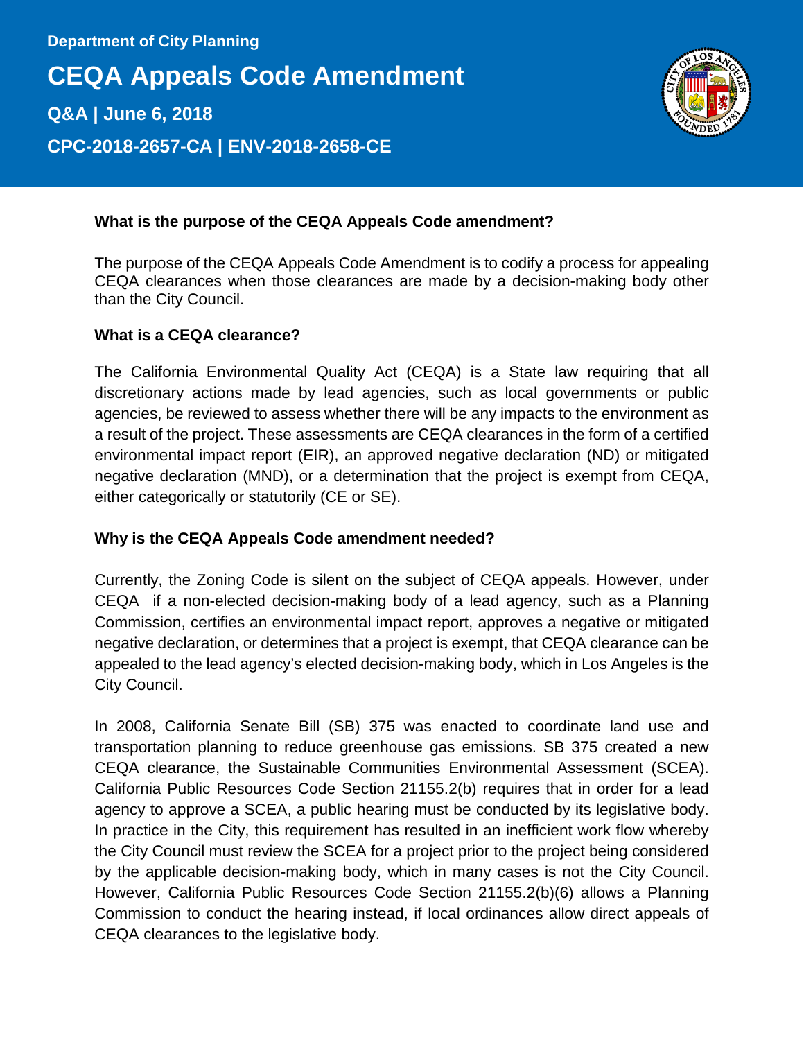Department of City Planning

# CEQA Appeals Code Amendment

**Q&A | June 6, 2018**

**CPC-2018-2657-CA | ENV-2018-2658-CE**

### What is the purpose of the CEQA Appeals Code amendment?

The purpose of the CEQA Appeals Code Amendment is to codify a process for appealing CEQA clearances when those clearances are made by a decision-making body other than the City Council.

### What is a CEQA clearance?

The California Environmental Quality Act (CEQA) is a State law requiring that all discretionary actions made by lead agencies, such as local governments or public agencies, be reviewed to assess whether there will be any impacts to the environment as a result of the project. These assessments are CEQA clearances in the form of a certified environmental impact report (EIR), an approved negative declaration (ND) or mitigated negative declaration (MND), or a determination that the project is exempt from CEQA, either categorically or statutorily (CE or SE).

### Why is the CEQA Appeals Code amendment needed?

Currently, the Zoning Code is silent on the subject of CEQA appeals. However, under CEQA if a non-elected decision-making body of a lead agency, such as a Planning Commission, certifies an environmental impact report, approves a negative or mitigated negative declaration, or determines that a project is exempt, that CEQA clearance can be appealed to the lead agency's elected decision-making body, which in Los Angeles is the City Council.

In 2008, California Senate Bill (SB) 375 was enacted to coordinate land use and transportation planning to reduce greenhouse gas emissions. SB 375 created a new CEQA clearance, the Sustainable Communities Environmental Assessment (SCEA). California Public Resources Code Section 21155.2(b) requires that in order for a lead agency to approve a SCEA, a public hearing must be conducted by its legislative body. In practice in the City, this requirement has resulted in an inefficient work flow whereby the City Council must review the SCEA for a project prior to the project being considered by the applicable decision-making body, which in many cases is not the City Council. However, California Public Resources Code Section 21155.2(b)(6) allows a Planning Commission to conduct the hearing instead, if local ordinances allow direct appeals of CEQA clearances to the legislative body.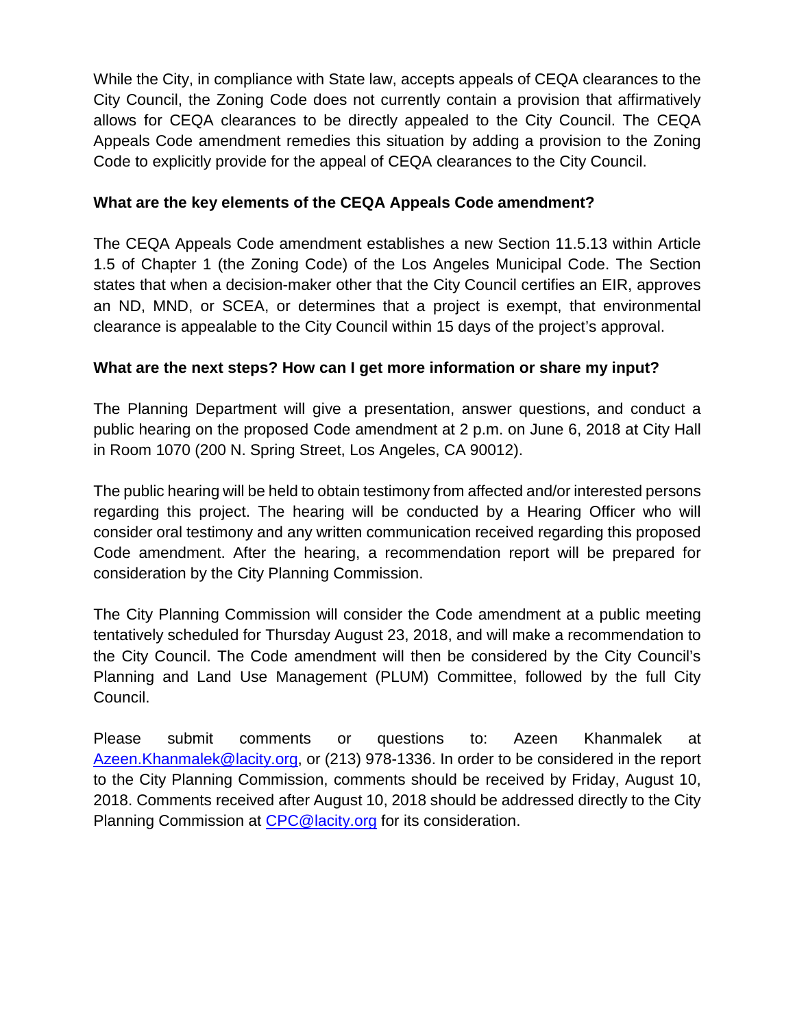While the City, in compliance with State law, accepts appeals of CEQA clearances to the City Council, the Zoning Code does not currently contain a provision that affirmatively allows for CEQA clearances to be directly appealed to the City Council. The CEQA Appeals Code amendment remedies this situation by adding a provision to the Zoning Code to explicitly provide for the appeal of CEQA clearances to the City Council.

**What are the key elements of the CEQA Appeals Code amendment?**

The CEQA Appeals Code amendment establishes a new Section 11.5.13 within Article 1.5 of Chapter 1 (the Zoning Code) of the Los Angeles Municipal Code. The Section states that when a decision-maker other that the City Council certifies an EIR, approves an ND, MND, or SCEA, or determines that a project is exempt, that environmental clearance is appealable to the City Council within 15 days of the project's approval.

**What are the next steps? How can I get more information or share my input?**

The Planning Department will give a presentation, answer questions, and conduct a public hearing on the proposed Code amendment at 2 p.m. on June 6, 2018 at City Hall in Room 1070 (200 N. Spring Street, Los Angeles, CA 90012).

The public hearing will be held to obtain testimony from affected and/or interested persons regarding this project. The hearing will be conducted by a Hearing Officer who will consider oral testimony and any written communication received regarding this proposed Code amendment. After the hearing, a recommendation report will be prepared for consideration by the City Planning Commission.

The City Planning Commission will consider the Code amendment at a public meeting tentatively scheduled for Thursday August 23, 2018, and will make a recommendation to the City Council. The Code amendment will then be considered by the City Council's Planning and Land Use Management (PLUM) Committee, followed by the full City Council.

Please submit comments or questions to: Azeen Khanmalek at Azeen.Khanmalek@lacity.org, or (213) 978-1336. In order to be considered in the report to the City Planning Commission, comments should be received by Friday, August 10, 2018. Comments received after August 10, 2018 should be addressed directly to the City Planning Commission at CPC@lacity.org for its consideration.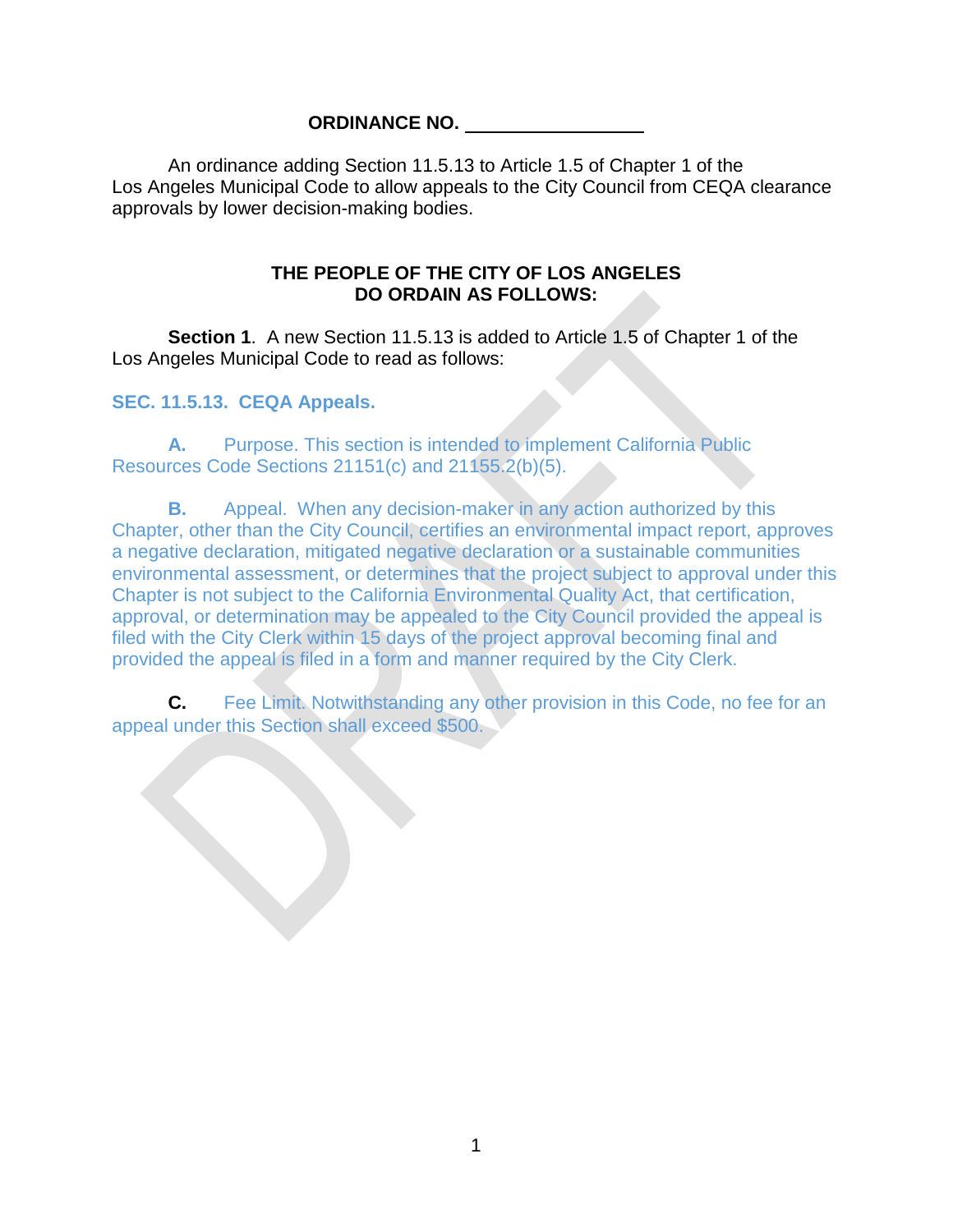**ORDINANCE NO. ________________**

An ordinance adding Section 11.5.13 to Article 1.5 of Chapter 1 of the Los Angeles Municipal Code to allow appeals to the City Council from CEQA clearance approvals by lower decision-making bodies.

**THE PEOPLE OF THE CITY OF LOS ANGELES DO ORDAIN AS FOLLOWS:**

**Section 1**. A new Section 11.5.13 is added to Article 1.5 of Chapter 1 of the Los Angeles Municipal Code to read as follows:

**SEC. 11.5.13. CEQA Appeals.**

**A.** Purpose. This section is intended to implement California Public Resources Code Sections 21151(c) and 21155.2(b)(5).

**B.** Appeal. When any decision-maker in any action authorized by this Chapter, other than the City Council, certifies an environmental impact report, approves a negative declaration, mitigated negative declaration or a sustainable communities environmental assessment, or determines that the project subject to approval under this Chapter is not subject to the California Environmental Quality Act, that certification, approval, or determination may be appealed to the City Council provided the appeal is filed with the City Clerk within 15 days of the project approval becoming final and provided the appeal is filed in a form and manner required by the City Clerk.

**C.** Fee Limit. Notwithstanding any other provision in this Code, no fee for an appeal under this Section shall exceed $500.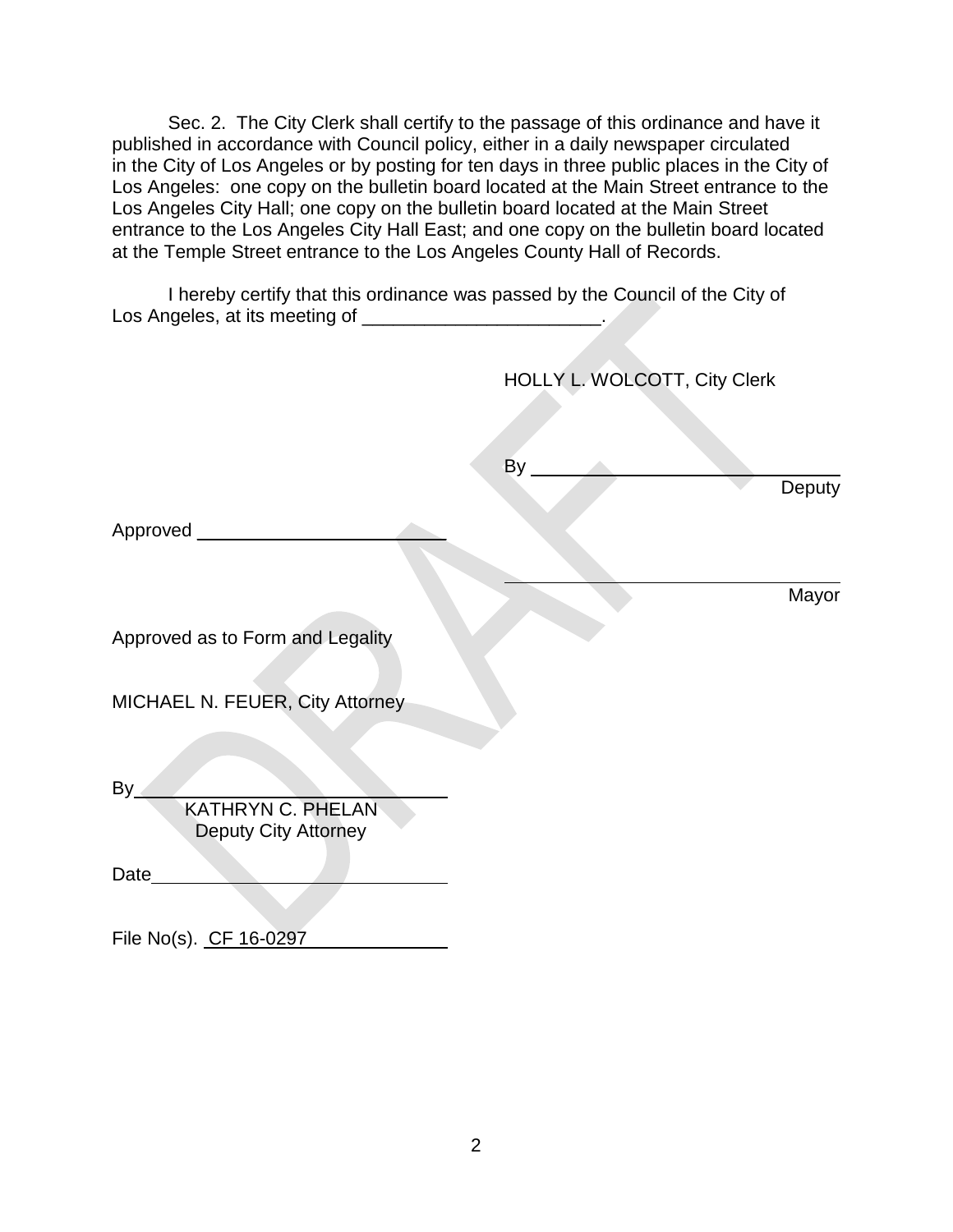Sec. 2. The City Clerk shall certify to the passage of this ordinance and have it published in accordance with Council policy, either in a daily newspaper circulated in the City of Los Angeles or by posting for ten days in three public places in the City of Los Angeles: one copy on the bulletin board located at the Main Street entrance to the Los Angeles City Hall; one copy on the bulletin board located at the Main Street entrance to the Los Angeles City Hall East; and one copy on the bulletin board located at the Temple Street entrance to the Los Angeles County Hall of Records.

I hereby certify that this ordinance was passed by the Council of the City of Los Angeles, at its meeting of _______________________.

HOLLY L. WOLCOTT, City Clerk

By ______________________________
Deputy

Approved ______________________

______________________________
Mayor

Approved as to Form and Legality

MICHAEL N. FEUER, City Attorney

By ______________________________
KATHRYN C. PHELAN
Deputy City Attorney

Date ______________________________

File No(s). CF 16-0297

DRAFT